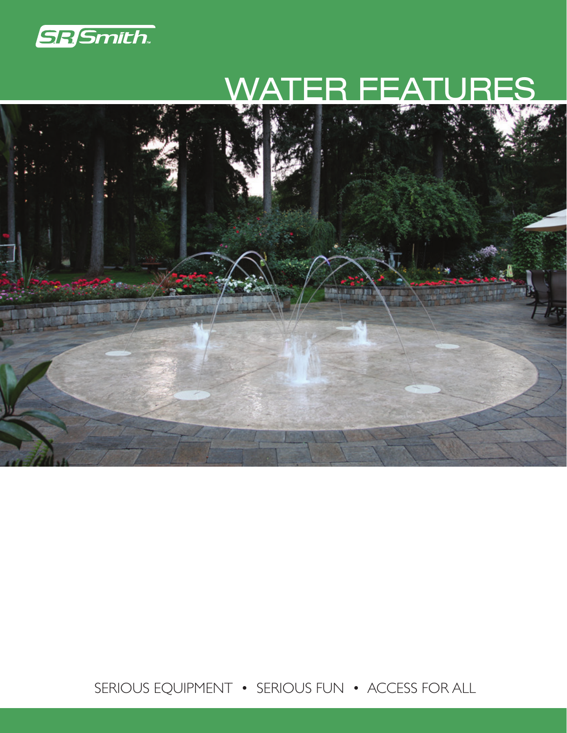S.R.Smith

# WATER FEATURES

SERIOUS EQUIPMENT • SERIOUS FUN • ACCESS FOR ALL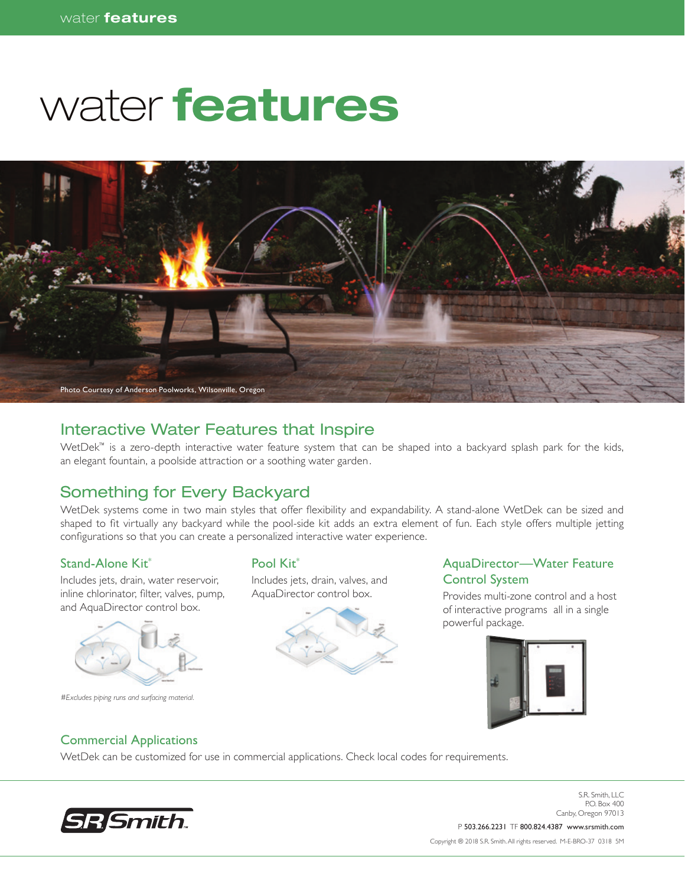# water features

Photo Courtesy of Anderson Poolworks, Wilsonville, Oregon

## Interactive Water Features that Inspire

WetDek™ is a zero-depth interactive water feature system that can be shaped into a backyard splash park for the kids, an elegant fountain, a poolside attraction or a soothing water garden.

## Something for Every Backyard

WetDek systems come in two main styles that offer flexibility and expandability. A stand-alone WetDek can be sized and shaped to fit virtually any backyard while the pool-side kit adds an extra element of fun. Each style offers multiple jetting configurations so that you can create a personalized interactive water experience.

### Stand-Alone Kit*

Includes jets, drain, water reservoir, inline chlorinator, filter, valves, pump, and AquaDirector control box.

*#Excludes piping runs and surfacing material.*

### Pool Kit*

Includes jets, drain, valves, and AquaDirector control box.

### AquaDirector—Water Feature Control System

Provides multi-zone control and a host of interactive programs all in a single powerful package.

### Commercial Applications

WetDek can be customized for use in commercial applications. Check local codes for requirements.

S.R. Smith, LLC
P.O. Box 400
Canby, Oregon 97013

P 503.266.2231 TF 800.824.4387 www.srsmith.com

Copyright © 2018 S.R. Smith. All rights reserved. M-E-BRO-37 0318 5M